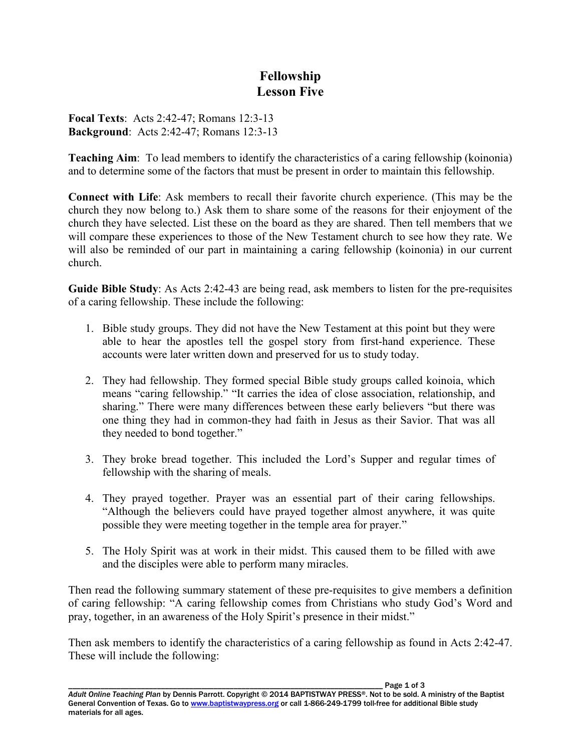# Fellowship
## Lesson Five

**Focal Texts**: Acts 2:42-47; Romans 12:3-13
**Background**: Acts 2:42-47; Romans 12:3-13

**Teaching Aim**: To lead members to identify the characteristics of a caring fellowship (koinonia) and to determine some of the factors that must be present in order to maintain this fellowship.

**Connect with Life**: Ask members to recall their favorite church experience. (This may be the church they now belong to.) Ask them to share some of the reasons for their enjoyment of the church they have selected. List these on the board as they are shared. Then tell members that we will compare these experiences to those of the New Testament church to see how they rate. We will also be reminded of our part in maintaining a caring fellowship (koinonia) in our current church.

**Guide Bible Study**: As Acts 2:42-43 are being read, ask members to listen for the pre-requisites of a caring fellowship. These include the following:

1. Bible study groups. They did not have the New Testament at this point but they were able to hear the apostles tell the gospel story from first-hand experience. These accounts were later written down and preserved for us to study today.

2. They had fellowship. They formed special Bible study groups called koinoia, which means "caring fellowship." "It carries the idea of close association, relationship, and sharing." There were many differences between these early believers "but there was one thing they had in common-they had faith in Jesus as their Savior. That was all they needed to bond together."

3. They broke bread together. This included the Lord's Supper and regular times of fellowship with the sharing of meals.

4. They prayed together. Prayer was an essential part of their caring fellowships. "Although the believers could have prayed together almost anywhere, it was quite possible they were meeting together in the temple area for prayer."

5. The Holy Spirit was at work in their midst. This caused them to be filled with awe and the disciples were able to perform many miracles.

Then read the following summary statement of these pre-requisites to give members a definition of caring fellowship: "A caring fellowship comes from Christians who study God's Word and pray, together, in an awareness of the Holy Spirit's presence in their midst."

Then ask members to identify the characteristics of a caring fellowship as found in Acts 2:42-47. These will include the following:

*Adult Online Teaching Plan* by Dennis Parrott. Copyright © 2014 BAPTISTWAY PRESS®. Not to be sold. A ministry of the Baptist General Convention of Texas. Go to www.baptistwaypress.org or call 1-866-249-1799 toll-free for additional Bible study materials for all ages.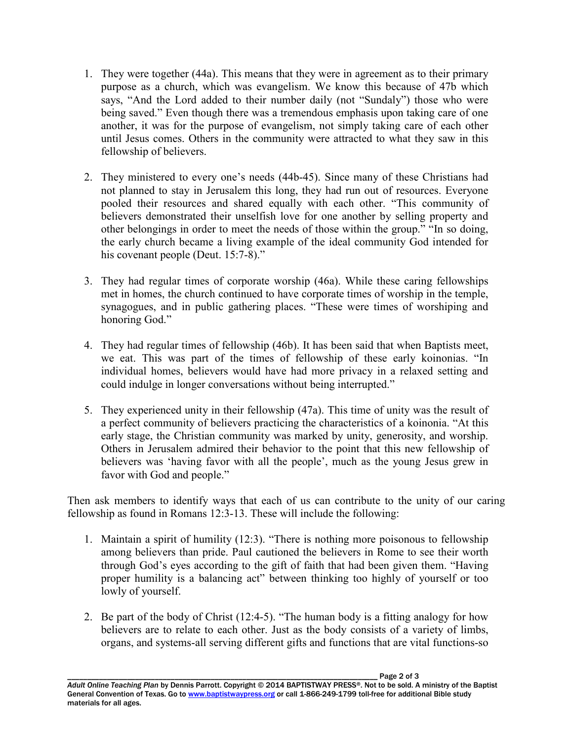1. They were together (44a). This means that they were in agreement as to their primary purpose as a church, which was evangelism. We know this because of 47b which says, "And the Lord added to their number daily (not "Sundaly") those who were being saved." Even though there was a tremendous emphasis upon taking care of one another, it was for the purpose of evangelism, not simply taking care of each other until Jesus comes. Others in the community were attracted to what they saw in this fellowship of believers.

2. They ministered to every one's needs (44b-45). Since many of these Christians had not planned to stay in Jerusalem this long, they had run out of resources. Everyone pooled their resources and shared equally with each other. "This community of believers demonstrated their unselfish love for one another by selling property and other belongings in order to meet the needs of those within the group." "In so doing, the early church became a living example of the ideal community God intended for his covenant people (Deut. 15:7-8)."

3. They had regular times of corporate worship (46a). While these caring fellowships met in homes, the church continued to have corporate times of worship in the temple, synagogues, and in public gathering places. "These were times of worshiping and honoring God."

4. They had regular times of fellowship (46b). It has been said that when Baptists meet, we eat. This was part of the times of fellowship of these early koinonias. "In individual homes, believers would have had more privacy in a relaxed setting and could indulge in longer conversations without being interrupted."

5. They experienced unity in their fellowship (47a). This time of unity was the result of a perfect community of believers practicing the characteristics of a koinonia. "At this early stage, the Christian community was marked by unity, generosity, and worship. Others in Jerusalem admired their behavior to the point that this new fellowship of believers was 'having favor with all the people', much as the young Jesus grew in favor with God and people."

Then ask members to identify ways that each of us can contribute to the unity of our caring fellowship as found in Romans 12:3-13. These will include the following:

1. Maintain a spirit of humility (12:3). "There is nothing more poisonous to fellowship among believers than pride. Paul cautioned the believers in Rome to see their worth through God's eyes according to the gift of faith that had been given them. "Having proper humility is a balancing act" between thinking too highly of yourself or too lowly of yourself.

2. Be part of the body of Christ (12:4-5). "The human body is a fitting analogy for how believers are to relate to each other. Just as the body consists of a variety of limbs, organs, and systems-all serving different gifts and functions that are vital functions-so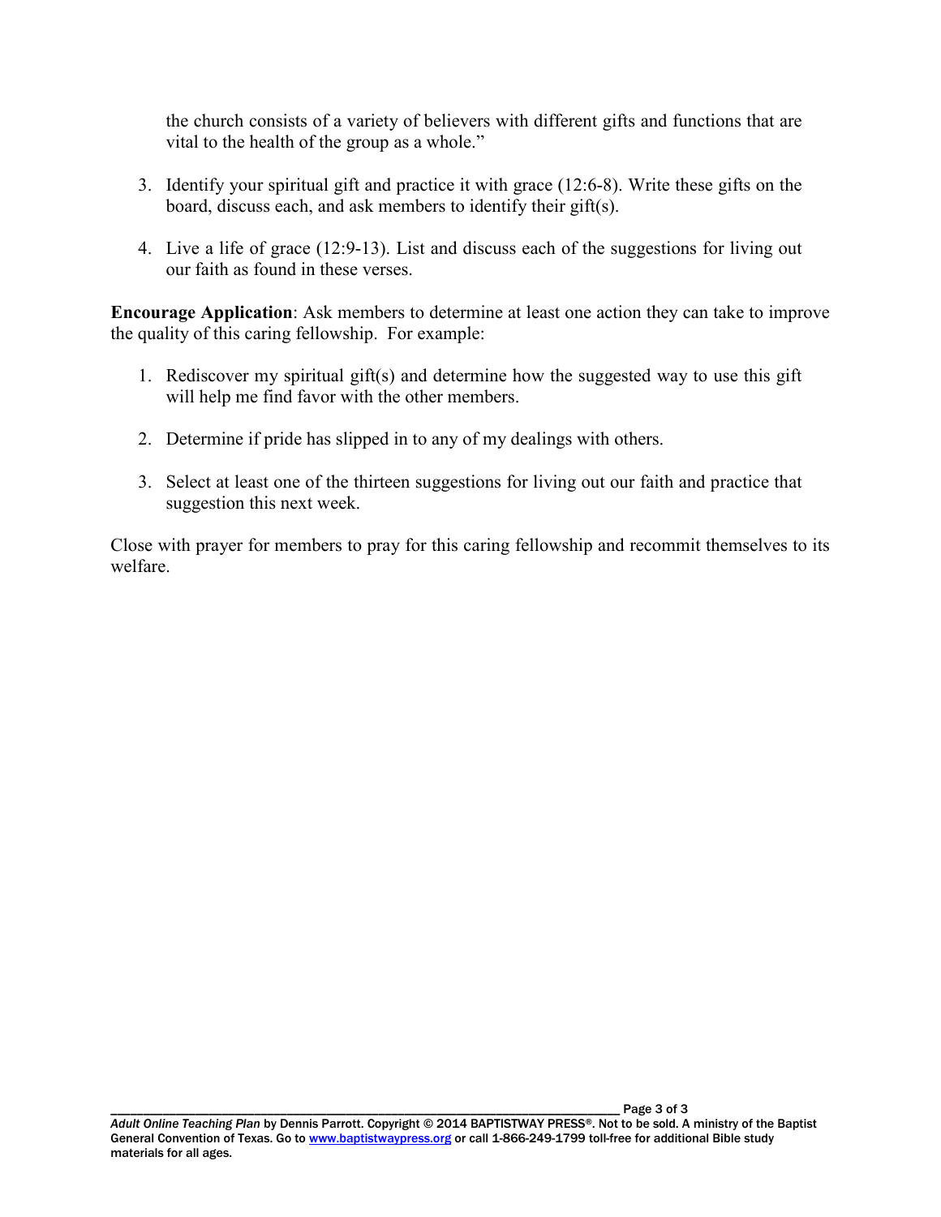the church consists of a variety of believers with different gifts and functions that are vital to the health of the group as a whole."

3. Identify your spiritual gift and practice it with grace (12:6-8). Write these gifts on the board, discuss each, and ask members to identify their gift(s).

4. Live a life of grace (12:9-13). List and discuss each of the suggestions for living out our faith as found in these verses.

**Encourage Application**: Ask members to determine at least one action they can take to improve the quality of this caring fellowship. For example:

1. Rediscover my spiritual gift(s) and determine how the suggested way to use this gift will help me find favor with the other members.

2. Determine if pride has slipped in to any of my dealings with others.

3. Select at least one of the thirteen suggestions for living out our faith and practice that suggestion this next week.

Close with prayer for members to pray for this caring fellowship and recommit themselves to its welfare.